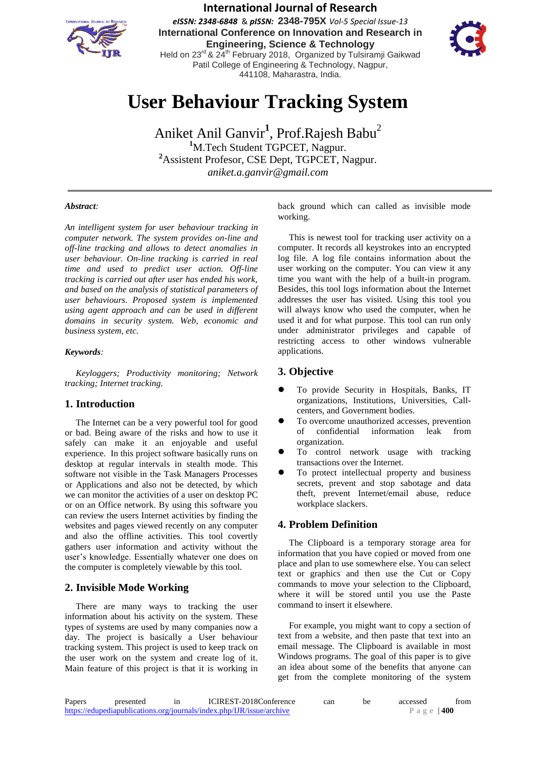# User Behaviour Tracking System

Aniket Anil Ganvir[1], Prof.Rajesh Babu[2]

[1]M.Tech Student TGPCET, Nagpur.

[2]Assistent Profesor, CSE Dept, TGPCET, Nagpur.

*aniket.a.ganvir@gmail.com*

***Abstract:***

*An intelligent system for user behaviour tracking in computer network. The system provides on-line and off-line tracking and allows to detect anomalies in user behaviour. On-line tracking is carried in real time and used to predict user action. Off-line tracking is carried out after user has ended his work, and based on the analysis of statistical parameters of user behaviours. Proposed system is implemented using agent approach and can be used in different domains in security system. Web, economic and business system, etc.*

***Keywords:***

*Keyloggers; Productivity monitoring; Network tracking; Internet tracking.*

## 1. Introduction

The Internet can be a very powerful tool for good or bad. Being aware of the risks and how to use it safely can make it an enjoyable and useful experience. In this project software basically runs on desktop at regular intervals in stealth mode. This software not visible in the Task Managers Processes or Applications and also not be detected, by which we can monitor the activities of a user on desktop PC or on an Office network. By using this software you can review the users Internet activities by finding the websites and pages viewed recently on any computer and also the offline activities. This tool covertly gathers user information and activity without the user's knowledge. Essentially whatever one does on the computer is completely viewable by this tool.

## 2. Invisible Mode Working

There are many ways to tracking the user information about his activity on the system. These types of systems are used by many companies now a day. The project is basically a User behaviour tracking system. This project is used to keep track on the user work on the system and create log of it. Main feature of this project is that it is working in back ground which can called as invisible mode working.

This is newest tool for tracking user activity on a computer. It records all keystrokes into an encrypted log file. A log file contains information about the user working on the computer. You can view it any time you want with the help of a built-in program. Besides, this tool logs information about the Internet addresses the user has visited. Using this tool you will always know who used the computer, when he used it and for what purpose. This tool can run only under administrator privileges and capable of restricting access to other windows vulnerable applications.

## 3. Objective

- To provide Security in Hospitals, Banks, IT organizations, Institutions, Universities, Call-centers, and Government bodies.
- To overcome unauthorized accesses, prevention of confidential information leak from organization.
- To control network usage with tracking transactions over the Internet.
- To protect intellectual property and business secrets, prevent and stop sabotage and data theft, prevent Internet/email abuse, reduce workplace slackers.

## 4. Problem Definition

The Clipboard is a temporary storage area for information that you have copied or moved from one place and plan to use somewhere else. You can select text or graphics and then use the Cut or Copy commands to move your selection to the Clipboard, where it will be stored until you use the Paste command to insert it elsewhere.

For example, you might want to copy a section of text from a website, and then paste that text into an email message. The Clipboard is available in most Windows programs. The goal of this paper is to give an idea about some of the benefits that anyone can get from the complete monitoring of the system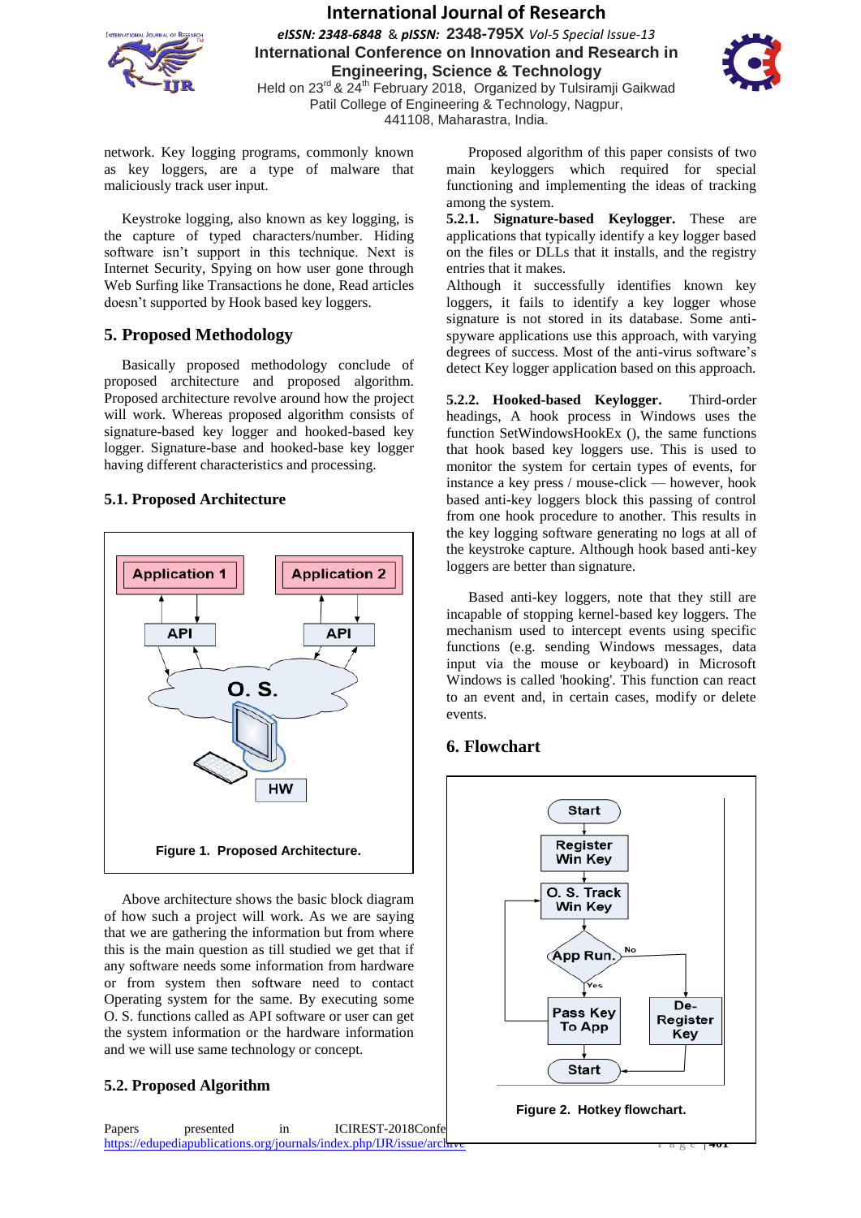network. Key logging programs, commonly known as key loggers, are a type of malware that maliciously track user input.

Keystroke logging, also known as key logging, is the capture of typed characters/number. Hiding software isn't support in this technique. Next is Internet Security, Spying on how user gone through Web Surfing like Transactions he done, Read articles doesn't supported by Hook based key loggers.

## 5. Proposed Methodology

Basically proposed methodology conclude of proposed architecture and proposed algorithm. Proposed architecture revolve around how the project will work. Whereas proposed algorithm consists of signature-based key logger and hooked-based key logger. Signature-base and hooked-base key logger having different characteristics and processing.

### 5.1. Proposed Architecture

Figure 1. Proposed Architecture.

Above architecture shows the basic block diagram of how such a project will work. As we are saying that we are gathering the information but from where this is the main question as till studied we get that if any software needs some information from hardware or from system then software need to contact Operating system for the same. By executing some O. S. functions called as API software or user can get the system information or the hardware information and we will use same technology or concept.

### 5.2. Proposed Algorithm

Proposed algorithm of this paper consists of two main keyloggers which required for special functioning and implementing the ideas of tracking among the system.

**5.2.1. Signature-based Keylogger.** These are applications that typically identify a key logger based on the files or DLLs that it installs, and the registry entries that it makes.

Although it successfully identifies known key loggers, it fails to identify a key logger whose signature is not stored in its database. Some anti-spyware applications use this approach, with varying degrees of success. Most of the anti-virus software's detect Key logger application based on this approach.

**5.2.2. Hooked-based Keylogger.** Third-order headings, A hook process in Windows uses the function SetWindowsHookEx (), the same functions that hook based key loggers use. This is used to monitor the system for certain types of events, for instance a key press / mouse-click — however, hook based anti-key loggers block this passing of control from one hook procedure to another. This results in the key logging software generating no logs at all of the keystroke capture. Although hook based anti-key loggers are better than signature.

Based anti-key loggers, note that they still are incapable of stopping kernel-based key loggers. The mechanism used to intercept events using specific functions (e.g. sending Windows messages, data input via the mouse or keyboard) in Microsoft Windows is called 'hooking'. This function can react to an event and, in certain cases, modify or delete events.

## 6. Flowchart

Figure 2. Hotkey flowchart.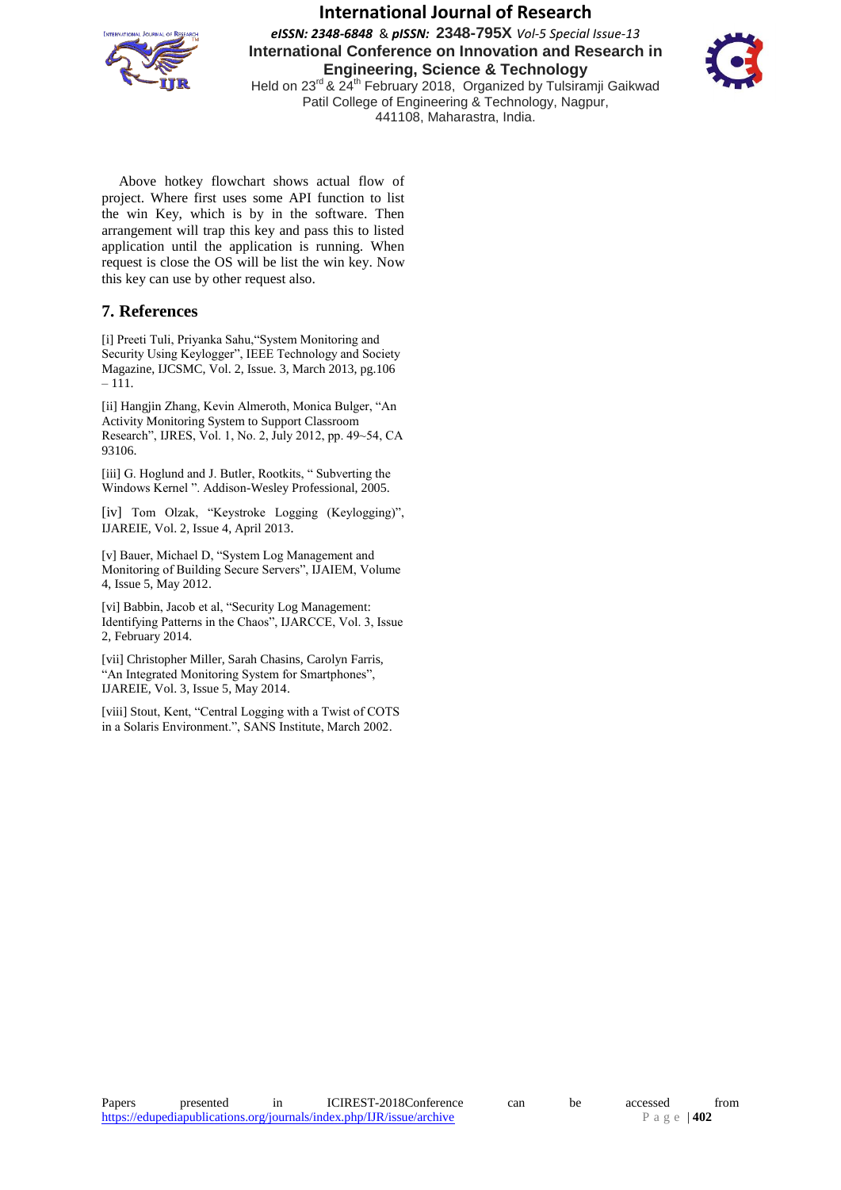Above hotkey flowchart shows actual flow of project. Where first uses some API function to list the win Key, which is by in the software. Then arrangement will trap this key and pass this to listed application until the application is running. When request is close the OS will be list the win key. Now this key can use by other request also.

## 7. References

[i] Preeti Tuli, Priyanka Sahu,"System Monitoring and Security Using Keylogger", IEEE Technology and Society Magazine, IJCSMC, Vol. 2, Issue. 3, March 2013, pg.106 – 111.

[ii] Hangjin Zhang, Kevin Almeroth, Monica Bulger, "An Activity Monitoring System to Support Classroom Research", IJRES, Vol. 1, No. 2, July 2012, pp. 49~54, CA 93106.

[iii] G. Hoglund and J. Butler, Rootkits, " Subverting the Windows Kernel ". Addison-Wesley Professional, 2005.

[iv] Tom Olzak, "Keystroke Logging (Keylogging)", IJAREIE, Vol. 2, Issue 4, April 2013.

[v] Bauer, Michael D, "System Log Management and Monitoring of Building Secure Servers", IJAIEM, Volume 4, Issue 5, May 2012.

[vi] Babbin, Jacob et al, "Security Log Management: Identifying Patterns in the Chaos", IJARCCE, Vol. 3, Issue 2, February 2014.

[vii] Christopher Miller, Sarah Chasins, Carolyn Farris, "An Integrated Monitoring System for Smartphones", IJAREIE, Vol. 3, Issue 5, May 2014.

[viii] Stout, Kent, "Central Logging with a Twist of COTS in a Solaris Environment.", SANS Institute, March 2002.